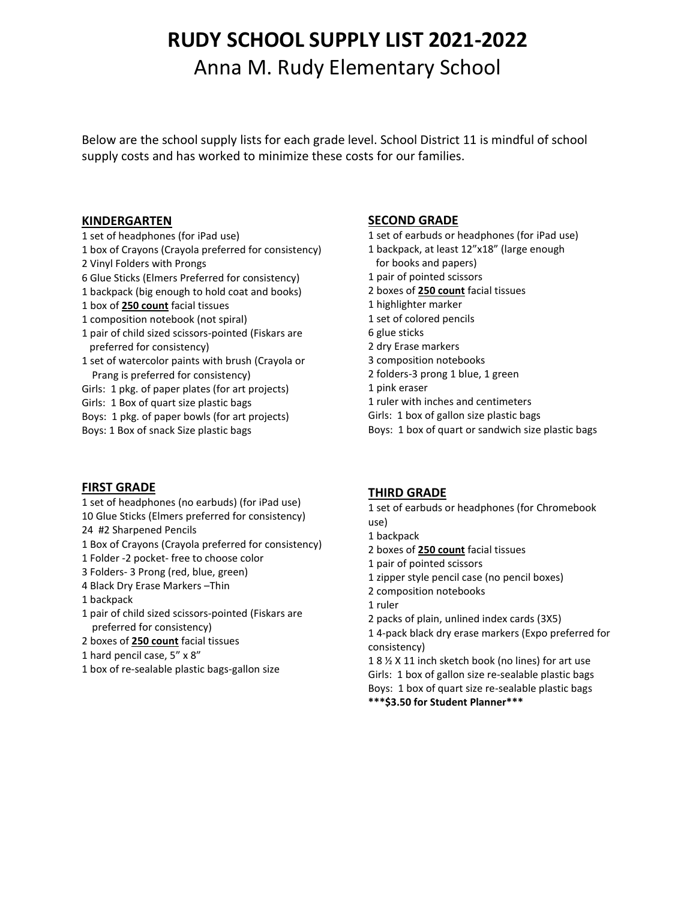# RUDY SCHOOL SUPPLY LIST 2021-2022

## Anna M. Rudy Elementary School

Below are the school supply lists for each grade level. School District 11 is mindful of school supply costs and has worked to minimize these costs for our families.

### KINDERGARTEN

1 set of headphones (for iPad use)  
1 box of Crayons (Crayola preferred for consistency)  
2 Vinyl Folders with Prongs  
6 Glue Sticks (Elmers Preferred for consistency)  
1 backpack (big enough to hold coat and books)  
1 box of **250 count** facial tissues  
1 composition notebook (not spiral)  
1 pair of child sized scissors-pointed (Fiskars are preferred for consistency)  
1 set of watercolor paints with brush (Crayola or Prang is preferred for consistency)  
Girls: 1 pkg. of paper plates (for art projects)  
Girls: 1 Box of quart size plastic bags  
Boys: 1 pkg. of paper bowls (for art projects)  
Boys: 1 Box of snack Size plastic bags

### FIRST GRADE

1 set of headphones (no earbuds) (for iPad use)  
10 Glue Sticks (Elmers preferred for consistency)  
24 #2 Sharpened Pencils  
1 Box of Crayons (Crayola preferred for consistency)  
1 Folder -2 pocket- free to choose color  
3 Folders- 3 Prong (red, blue, green)  
4 Black Dry Erase Markers –Thin  
1 backpack  
1 pair of child sized scissors-pointed (Fiskars are preferred for consistency)  
2 boxes of **250 count** facial tissues  
1 hard pencil case, 5” x 8”  
1 box of re-sealable plastic bags-gallon size

### SECOND GRADE

1 set of earbuds or headphones (for iPad use)  
1 backpack, at least 12”x18” (large enough for books and papers)  
1 pair of pointed scissors  
2 boxes of **250 count** facial tissues  
1 highlighter marker  
1 set of colored pencils  
6 glue sticks  
2 dry Erase markers  
3 composition notebooks  
2 folders-3 prong 1 blue, 1 green  
1 pink eraser  
1 ruler with inches and centimeters  
Girls: 1 box of gallon size plastic bags  
Boys: 1 box of quart or sandwich size plastic bags

### THIRD GRADE

1 set of earbuds or headphones (for Chromebook use)  
1 backpack  
2 boxes of **250 count** facial tissues  
1 pair of pointed scissors  
1 zipper style pencil case (no pencil boxes)  
2 composition notebooks  
1 ruler  
2 packs of plain, unlined index cards (3X5)  
1 4-pack black dry erase markers (Expo preferred for consistency)  
1 8 ½ X 11 inch sketch book (no lines) for art use  
Girls: 1 box of gallon size re-sealable plastic bags  
Boys: 1 box of quart size re-sealable plastic bags  
**\*\*\*$3.50 for Student Planner\*\*\***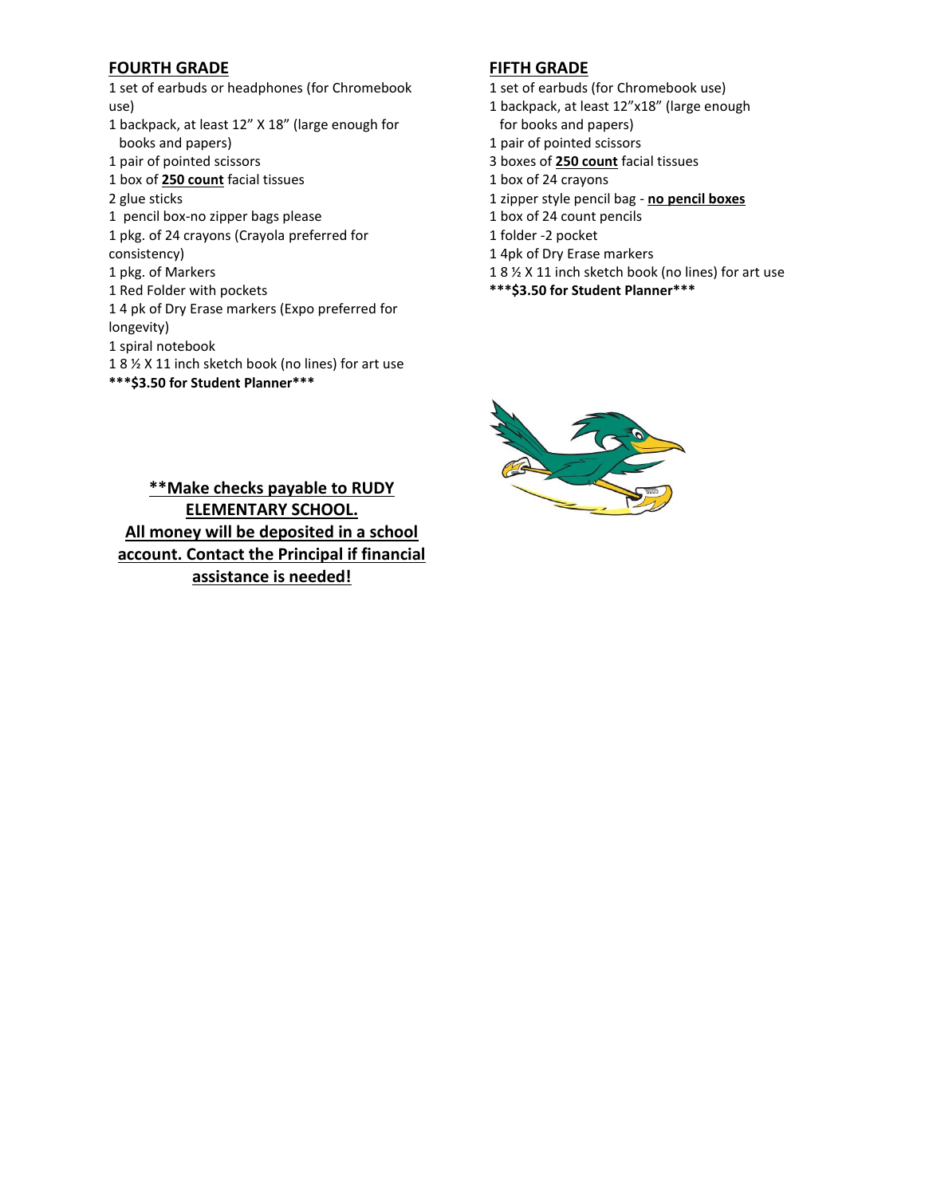## FOURTH GRADE

1 set of earbuds or headphones (for Chromebook use)
1 backpack, at least 12" X 18" (large enough for books and papers)
1 pair of pointed scissors
1 box of **250 count** facial tissues
2 glue sticks
1 pencil box-no zipper bags please
1 pkg. of 24 crayons (Crayola preferred for consistency)
1 pkg. of Markers
1 Red Folder with pockets
1 4 pk of Dry Erase markers (Expo preferred for longevity)
1 spiral notebook
1 8 ½ X 11 inch sketch book (no lines) for art use
**\*\*\*$3.50 for Student Planner\*\*\***

**\*\*Make checks payable to RUDY ELEMENTARY SCHOOL.**
**All money will be deposited in a school account. Contact the Principal if financial assistance is needed!**

## FIFTH GRADE

1 set of earbuds (for Chromebook use)
1 backpack, at least 12"x18" (large enough for books and papers)
1 pair of pointed scissors
3 boxes of **250 count** facial tissues
1 box of 24 crayons
1 zipper style pencil bag - **no pencil boxes**
1 box of 24 count pencils
1 folder -2 pocket
1 4pk of Dry Erase markers
1 8 ½ X 11 inch sketch book (no lines) for art use
**\*\*\*$3.50 for Student Planner\*\*\***